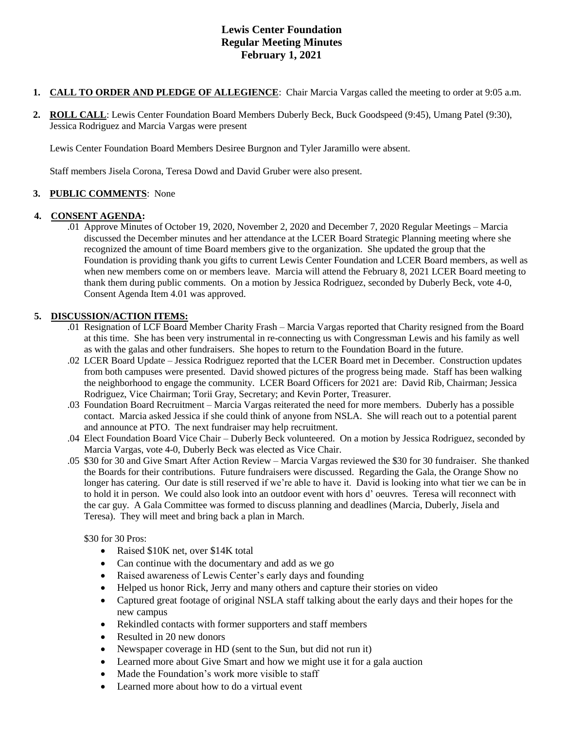# Lewis Center Foundation
## Regular Meeting Minutes
## February 1, 2021

1. **CALL TO ORDER AND PLEDGE OF ALLEGIENCE**: Chair Marcia Vargas called the meeting to order at 9:05 a.m.

2. **ROLL CALL**: Lewis Center Foundation Board Members Duberly Beck, Buck Goodspeed (9:45), Umang Patel (9:30), Jessica Rodriguez and Marcia Vargas were present

   Lewis Center Foundation Board Members Desiree Burgnon and Tyler Jaramillo were absent.

   Staff members Jisela Corona, Teresa Dowd and David Gruber were also present.

3. **PUBLIC COMMENTS**: None

4. **CONSENT AGENDA:**

   .01 Approve Minutes of October 19, 2020, November 2, 2020 and December 7, 2020 Regular Meetings – Marcia discussed the December minutes and her attendance at the LCER Board Strategic Planning meeting where she recognized the amount of time Board members give to the organization. She updated the group that the Foundation is providing thank you gifts to current Lewis Center Foundation and LCER Board members, as well as when new members come on or members leave. Marcia will attend the February 8, 2021 LCER Board meeting to thank them during public comments. On a motion by Jessica Rodriguez, seconded by Duberly Beck, vote 4-0, Consent Agenda Item 4.01 was approved.

5. **DISCUSSION/ACTION ITEMS:**

   .01 Resignation of LCF Board Member Charity Frash – Marcia Vargas reported that Charity resigned from the Board at this time. She has been very instrumental in re-connecting us with Congressman Lewis and his family as well as with the galas and other fundraisers. She hopes to return to the Foundation Board in the future.

   .02 LCER Board Update – Jessica Rodriguez reported that the LCER Board met in December. Construction updates from both campuses were presented. David showed pictures of the progress being made. Staff has been walking the neighborhood to engage the community. LCER Board Officers for 2021 are: David Rib, Chairman; Jessica Rodriguez, Vice Chairman; Torii Gray, Secretary; and Kevin Porter, Treasurer.

   .03 Foundation Board Recruitment – Marcia Vargas reiterated the need for more members. Duberly has a possible contact. Marcia asked Jessica if she could think of anyone from NSLA. She will reach out to a potential parent and announce at PTO. The next fundraiser may help recruitment.

   .04 Elect Foundation Board Vice Chair – Duberly Beck volunteered. On a motion by Jessica Rodriguez, seconded by Marcia Vargas, vote 4-0, Duberly Beck was elected as Vice Chair.

   .05 $30 for 30 and Give Smart After Action Review – Marcia Vargas reviewed the $30 for 30 fundraiser. She thanked the Boards for their contributions. Future fundraisers were discussed. Regarding the Gala, the Orange Show no longer has catering. Our date is still reserved if we're able to have it. David is looking into what tier we can be in to hold it in person. We could also look into an outdoor event with hors d' oeuvres. Teresa will reconnect with the car guy. A Gala Committee was formed to discuss planning and deadlines (Marcia, Duberly, Jisela and Teresa). They will meet and bring back a plan in March.

   $30 for 30 Pros:

   - Raised $10K net, over $14K total
   - Can continue with the documentary and add as we go
   - Raised awareness of Lewis Center's early days and founding
   - Helped us honor Rick, Jerry and many others and capture their stories on video
   - Captured great footage of original NSLA staff talking about the early days and their hopes for the new campus
   - Rekindled contacts with former supporters and staff members
   - Resulted in 20 new donors
   - Newspaper coverage in HD (sent to the Sun, but did not run it)
   - Learned more about Give Smart and how we might use it for a gala auction
   - Made the Foundation's work more visible to staff
   - Learned more about how to do a virtual event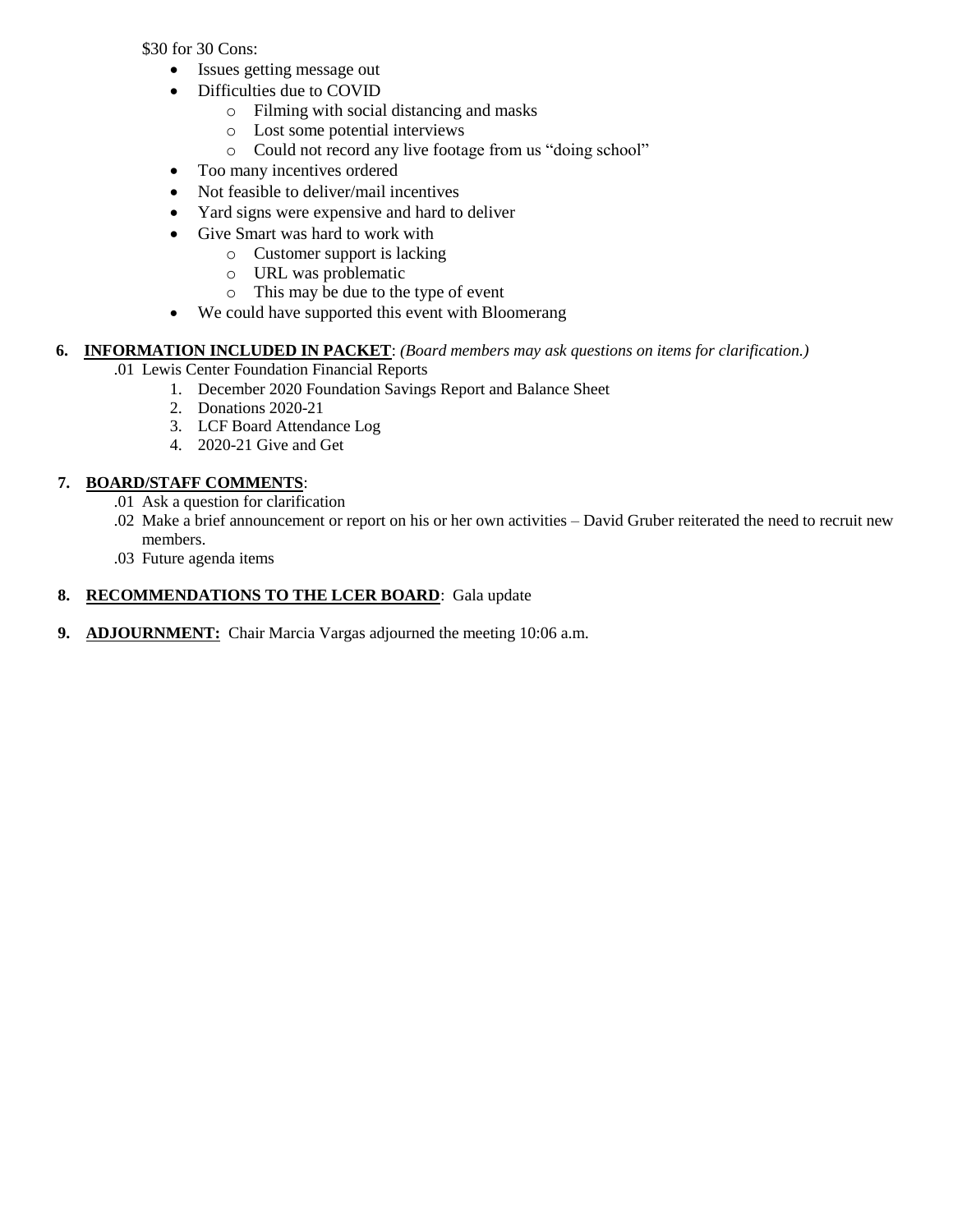$30 for 30 Cons:

- Issues getting message out
- Difficulties due to COVID
  - Filming with social distancing and masks
  - Lost some potential interviews
  - Could not record any live footage from us "doing school"
- Too many incentives ordered
- Not feasible to deliver/mail incentives
- Yard signs were expensive and hard to deliver
- Give Smart was hard to work with
  - Customer support is lacking
  - URL was problematic
  - This may be due to the type of event
- We could have supported this event with Bloomerang

**6. <u>INFORMATION INCLUDED IN PACKET</u>**: *(Board members may ask questions on items for clarification.)*

.01 Lewis Center Foundation Financial Reports

1. December 2020 Foundation Savings Report and Balance Sheet
2. Donations 2020-21
3. LCF Board Attendance Log
4. 2020-21 Give and Get

**7. <u>BOARD/STAFF COMMENTS</u>**:

.01 Ask a question for clarification

.02 Make a brief announcement or report on his or her own activities – David Gruber reiterated the need to recruit new members.

.03 Future agenda items

**8. <u>RECOMMENDATIONS TO THE LCER BOARD</u>**: Gala update

**9. <u>ADJOURNMENT:</u>** Chair Marcia Vargas adjourned the meeting 10:06 a.m.